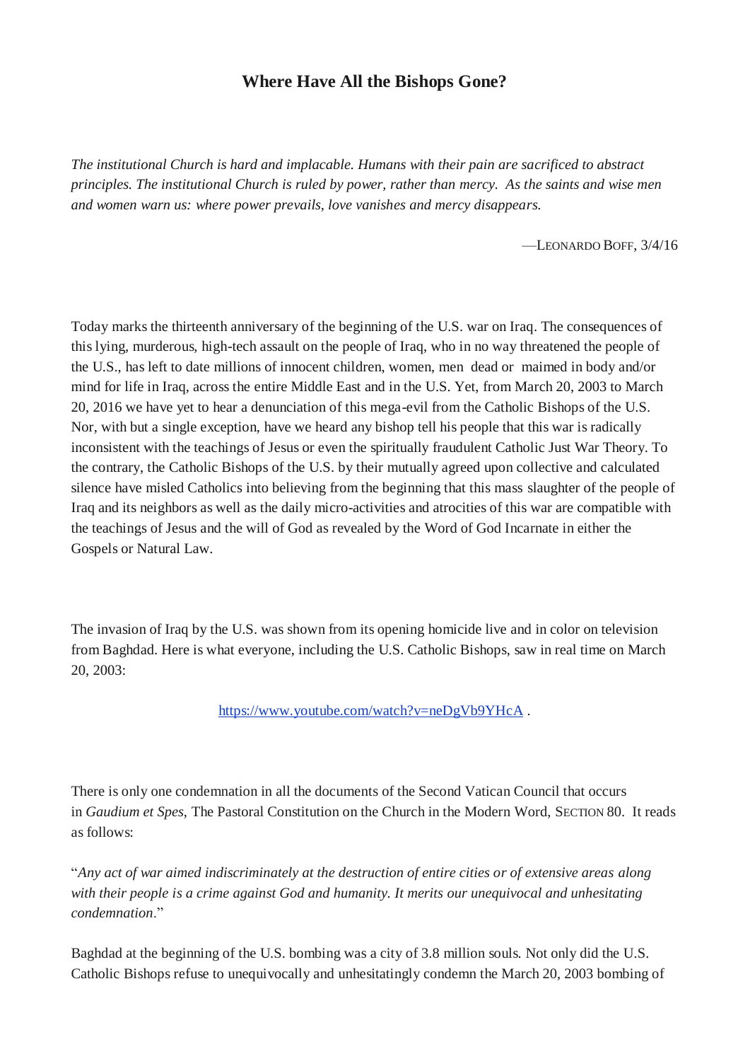# Where Have All the Bishops Gone?

*The institutional Church is hard and implacable. Humans with their pain are sacrificed to abstract principles. The institutional Church is ruled by power, rather than mercy. As the saints and wise men and women warn us: where power prevails, love vanishes and mercy disappears.*

—LEONARDO BOFF, 3/4/16

Today marks the thirteenth anniversary of the beginning of the U.S. war on Iraq. The consequences of this lying, murderous, high-tech assault on the people of Iraq, who in no way threatened the people of the U.S., has left to date millions of innocent children, women, men dead or maimed in body and/or mind for life in Iraq, across the entire Middle East and in the U.S. Yet, from March 20, 2003 to March 20, 2016 we have yet to hear a denunciation of this mega-evil from the Catholic Bishops of the U.S. Nor, with but a single exception, have we heard any bishop tell his people that this war is radically inconsistent with the teachings of Jesus or even the spiritually fraudulent Catholic Just War Theory. To the contrary, the Catholic Bishops of the U.S. by their mutually agreed upon collective and calculated silence have misled Catholics into believing from the beginning that this mass slaughter of the people of Iraq and its neighbors as well as the daily micro-activities and atrocities of this war are compatible with the teachings of Jesus and the will of God as revealed by the Word of God Incarnate in either the Gospels or Natural Law.

The invasion of Iraq by the U.S. was shown from its opening homicide live and in color on television from Baghdad. Here is what everyone, including the U.S. Catholic Bishops, saw in real time on March 20, 2003:

https://www.youtube.com/watch?v=neDgVb9YHcA .

There is only one condemnation in all the documents of the Second Vatican Council that occurs in *Gaudium et Spes*, The Pastoral Constitution on the Church in the Modern Word, SECTION 80. It reads as follows:

"*Any act of war aimed indiscriminately at the destruction of entire cities or of extensive areas along with their people is a crime against God and humanity. It merits our unequivocal and unhesitating condemnation*."

Baghdad at the beginning of the U.S. bombing was a city of 3.8 million souls. Not only did the U.S. Catholic Bishops refuse to unequivocally and unhesitatingly condemn the March 20, 2003 bombing of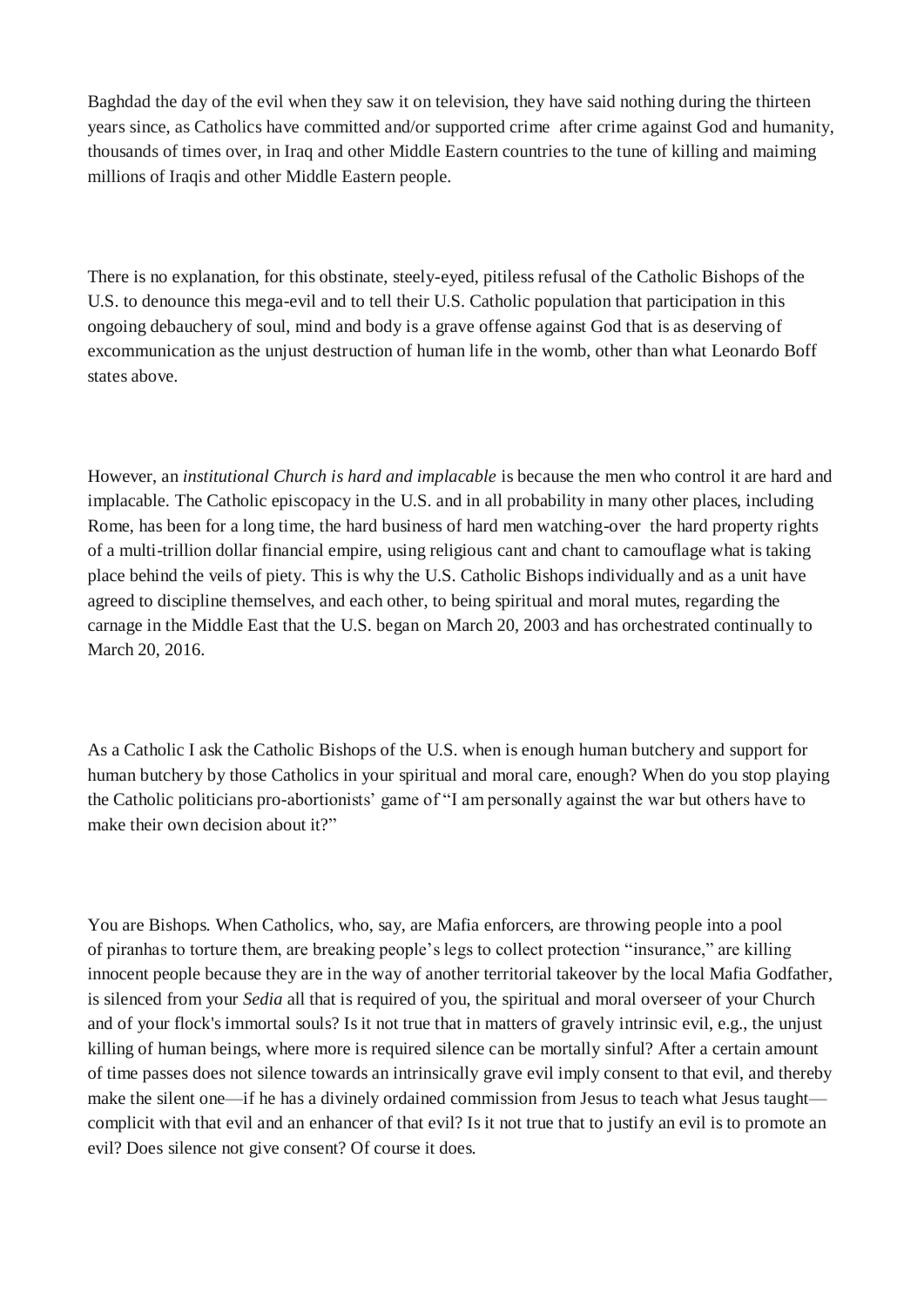Baghdad the day of the evil when they saw it on television, they have said nothing during the thirteen years since, as Catholics have committed and/or supported crime after crime against God and humanity, thousands of times over, in Iraq and other Middle Eastern countries to the tune of killing and maiming millions of Iraqis and other Middle Eastern people.

There is no explanation, for this obstinate, steely-eyed, pitiless refusal of the Catholic Bishops of the U.S. to denounce this mega-evil and to tell their U.S. Catholic population that participation in this ongoing debauchery of soul, mind and body is a grave offense against God that is as deserving of excommunication as the unjust destruction of human life in the womb, other than what Leonardo Boff states above.

However, an *institutional Church is hard and implacable* is because the men who control it are hard and implacable. The Catholic episcopacy in the U.S. and in all probability in many other places, including Rome, has been for a long time, the hard business of hard men watching-over the hard property rights of a multi-trillion dollar financial empire, using religious cant and chant to camouflage what is taking place behind the veils of piety. This is why the U.S. Catholic Bishops individually and as a unit have agreed to discipline themselves, and each other, to being spiritual and moral mutes, regarding the carnage in the Middle East that the U.S. began on March 20, 2003 and has orchestrated continually to March 20, 2016.

As a Catholic I ask the Catholic Bishops of the U.S. when is enough human butchery and support for human butchery by those Catholics in your spiritual and moral care, enough? When do you stop playing the Catholic politicians pro-abortionists' game of "I am personally against the war but others have to make their own decision about it?"

You are Bishops. When Catholics, who, say, are Mafia enforcers, are throwing people into a pool of piranhas to torture them, are breaking people's legs to collect protection "insurance," are killing innocent people because they are in the way of another territorial takeover by the local Mafia Godfather, is silenced from your *Sedia* all that is required of you, the spiritual and moral overseer of your Church and of your flock's immortal souls? Is it not true that in matters of gravely intrinsic evil, e.g., the unjust killing of human beings, where more is required silence can be mortally sinful? After a certain amount of time passes does not silence towards an intrinsically grave evil imply consent to that evil, and thereby make the silent one—if he has a divinely ordained commission from Jesus to teach what Jesus taught—complicit with that evil and an enhancer of that evil? Is it not true that to justify an evil is to promote an evil? Does silence not give consent? Of course it does.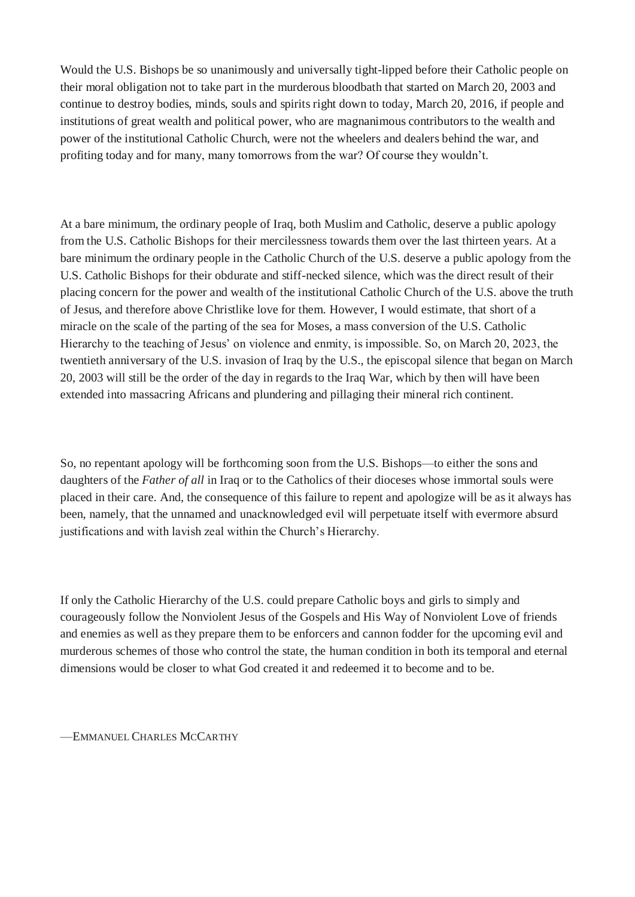Would the U.S. Bishops be so unanimously and universally tight-lipped before their Catholic people on their moral obligation not to take part in the murderous bloodbath that started on March 20, 2003 and continue to destroy bodies, minds, souls and spirits right down to today, March 20, 2016, if people and institutions of great wealth and political power, who are magnanimous contributors to the wealth and power of the institutional Catholic Church, were not the wheelers and dealers behind the war, and profiting today and for many, many tomorrows from the war? Of course they wouldn't.

At a bare minimum, the ordinary people of Iraq, both Muslim and Catholic, deserve a public apology from the U.S. Catholic Bishops for their mercilessness towards them over the last thirteen years. At a bare minimum the ordinary people in the Catholic Church of the U.S. deserve a public apology from the U.S. Catholic Bishops for their obdurate and stiff-necked silence, which was the direct result of their placing concern for the power and wealth of the institutional Catholic Church of the U.S. above the truth of Jesus, and therefore above Christlike love for them. However, I would estimate, that short of a miracle on the scale of the parting of the sea for Moses, a mass conversion of the U.S. Catholic Hierarchy to the teaching of Jesus' on violence and enmity, is impossible. So, on March 20, 2023, the twentieth anniversary of the U.S. invasion of Iraq by the U.S., the episcopal silence that began on March 20, 2003 will still be the order of the day in regards to the Iraq War, which by then will have been extended into massacring Africans and plundering and pillaging their mineral rich continent.

So, no repentant apology will be forthcoming soon from the U.S. Bishops—to either the sons and daughters of the *Father of all* in Iraq or to the Catholics of their dioceses whose immortal souls were placed in their care. And, the consequence of this failure to repent and apologize will be as it always has been, namely, that the unnamed and unacknowledged evil will perpetuate itself with evermore absurd justifications and with lavish zeal within the Church's Hierarchy.

If only the Catholic Hierarchy of the U.S. could prepare Catholic boys and girls to simply and courageously follow the Nonviolent Jesus of the Gospels and His Way of Nonviolent Love of friends and enemies as well as they prepare them to be enforcers and cannon fodder for the upcoming evil and murderous schemes of those who control the state, the human condition in both its temporal and eternal dimensions would be closer to what God created it and redeemed it to become and to be.

—Emmanuel Charles McCarthy